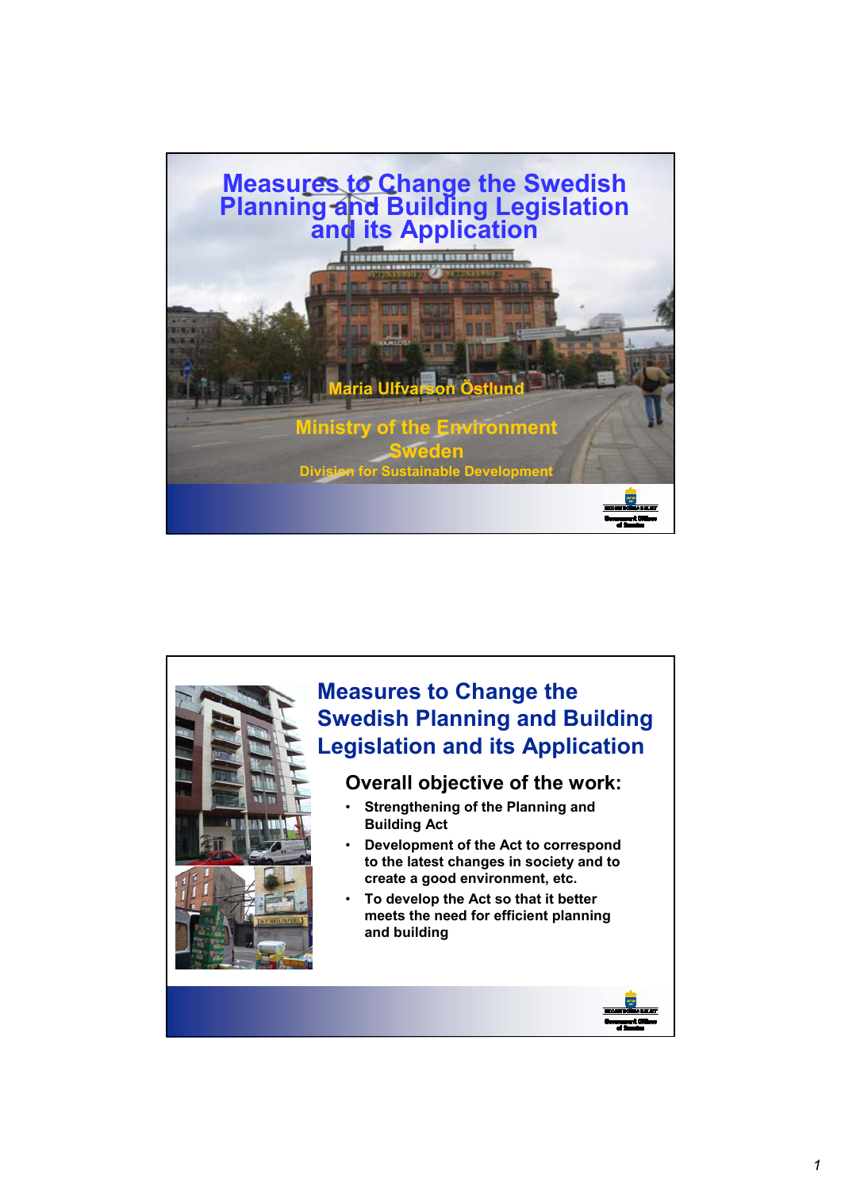# Measures to Change the Swedish Planning and Building Legislation and its Application

Maria Ulfvarson Östlund

Ministry of the Environment
Sweden
Division for Sustainable Development

## Measures to Change the Swedish Planning and Building Legislation and its Application

### Overall objective of the work:

- Strengthening of the Planning and Building Act
- Development of the Act to correspond to the latest changes in society and to create a good environment, etc.
- To develop the Act so that it better meets the need for efficient planning and building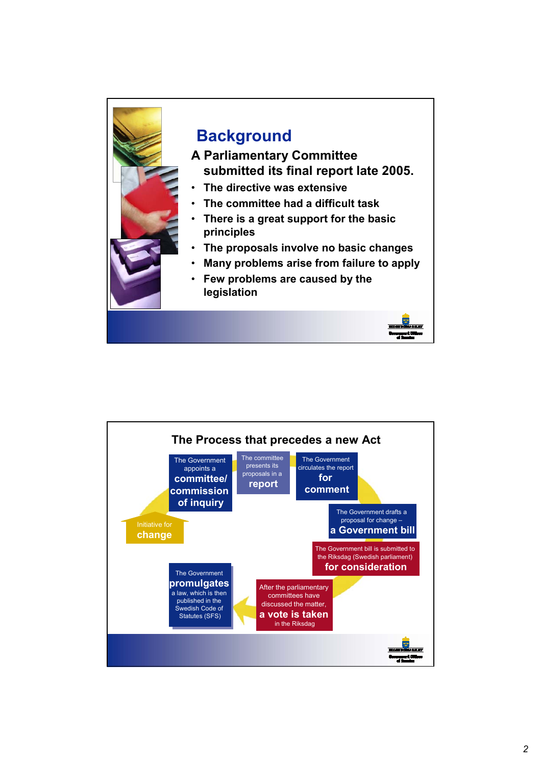## Background

**A Parliamentary Committee submitted its final report late 2005.**

- **The directive was extensive**
- **The committee had a difficult task**
- **There is a great support for the basic principles**
- **The proposals involve no basic changes**
- **Many problems arise from failure to apply**
- **Few problems are caused by the legislation**

## The Process that precedes a new Act

1. Initiative for **change**
2. The Government appoints a **committee/ commission of inquiry**
3. The committee presents its proposals in a **report**
4. The Government circulates the report **for comment**
5. The Government drafts a proposal for change – **a Government bill**
6. The Government bill is submitted to the Riksdag (Swedish parliament) **for consideration**
7. After the parliamentary committees have discussed the matter, **a vote is taken** in the Riksdag
8. The Government **promulgates** a law, which is then published in the Swedish Code of Statutes (SFS)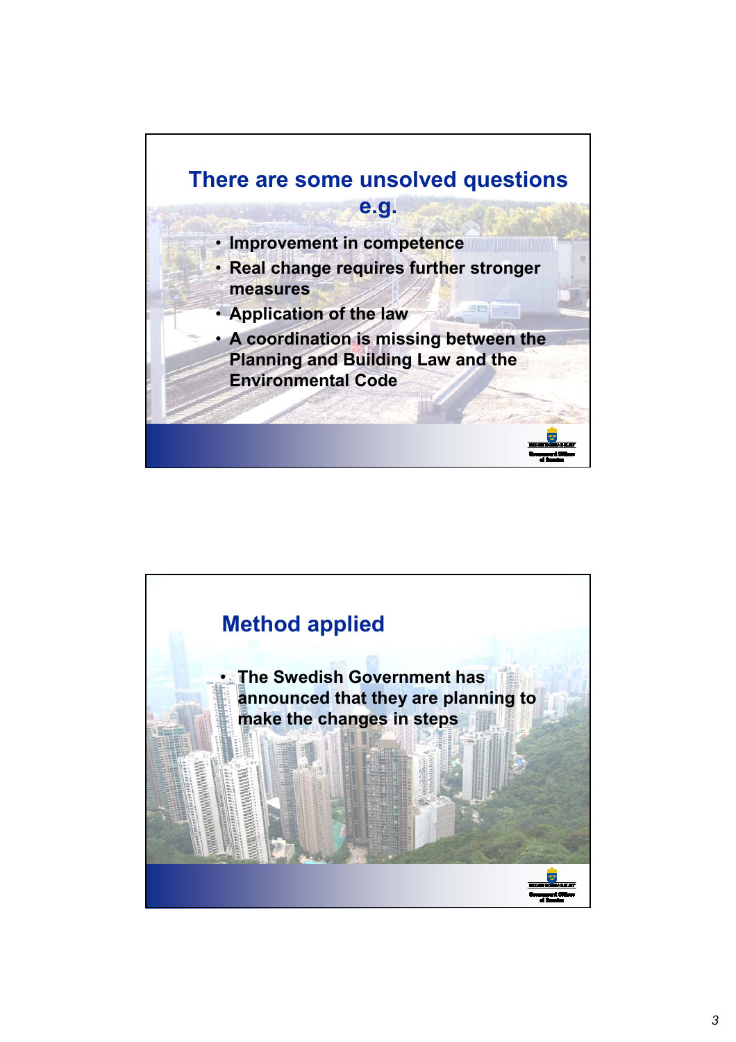## There are some unsolved questions e.g.

- Improvement in competence
- Real change requires further stronger measures
- Application of the law
- A coordination is missing between the Planning and Building Law and the Environmental Code

## Method applied

- The Swedish Government has announced that they are planning to make the changes in steps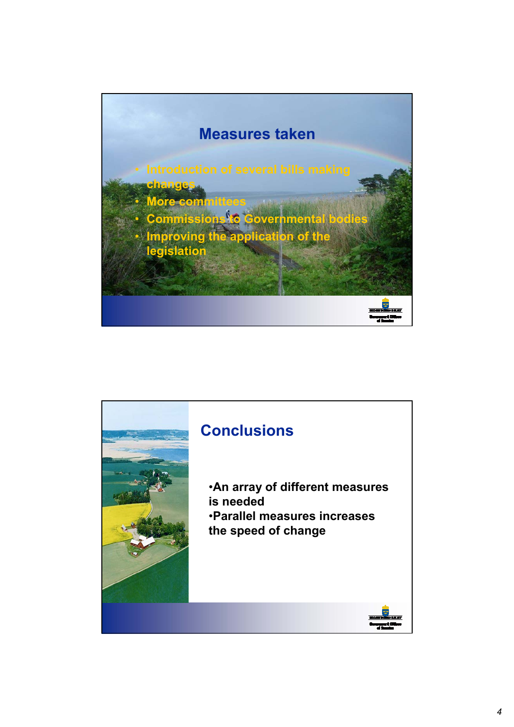## Measures taken

- Introduction of several bills making changes
- More committees
- Commissions to Governmental bodies
- Improving the application of the legislation

## Conclusions

- An array of different measures is needed
- Parallel measures increases the speed of change